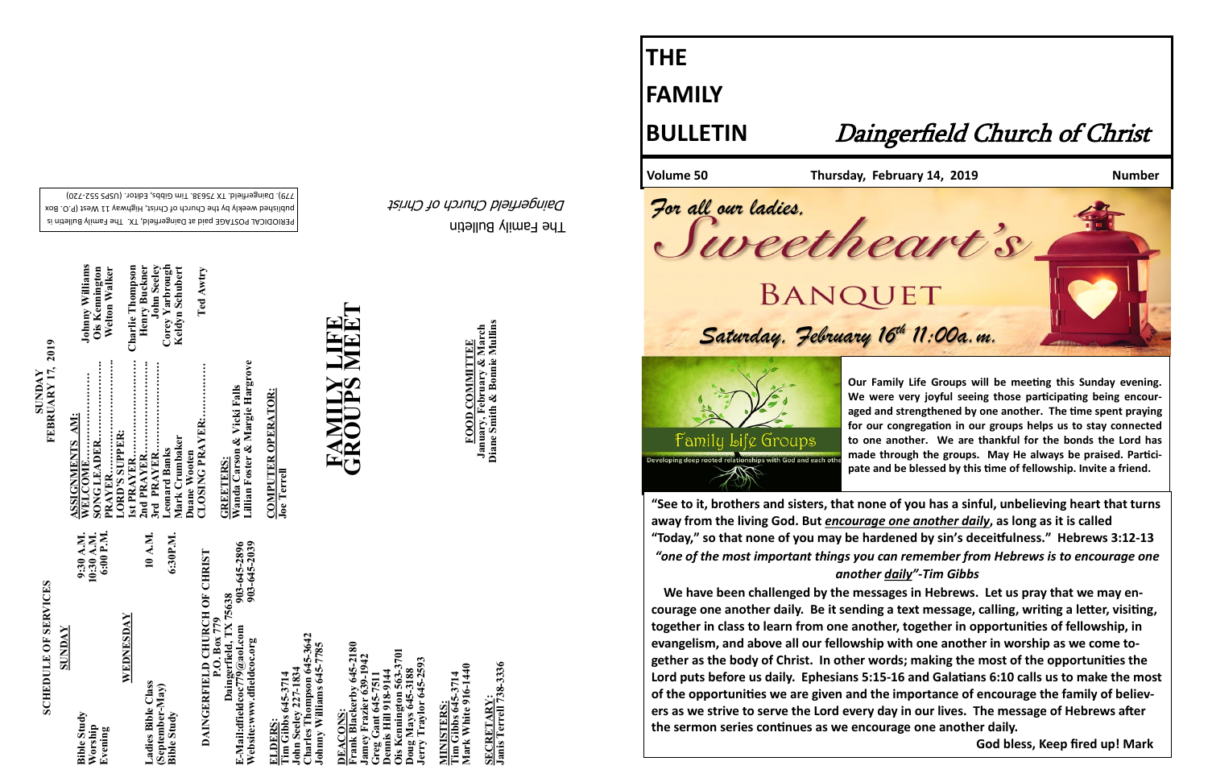## SCHEDULE OF SERVICES

**SUNDAY**

**Bible Study** 9:30 A.M.
**Worship** 10:30 A.M.
**Evening** 6:00 P.M.

**WEDNESDAY**

**Ladies Bible Class** 10 A.M.
**(September-May)**
**Bible Study** 6:30P.M.

**DAINGERFIELD CHURCH OF CHRIST**
**P.O. Box 779**
**Daingerfield, TX 75638**
**E-Mail:dfieldcoc779@aol.com** 903-645-2896
**Website:www.dfieldcoc.org** 903-645-2039

**ELDERS:**
Tim Gibbs 645-3714
John Seeley 227-1834
Charles Thompson 645-3642
Johnny Williams 645-7785

**DEACONS:**
Frank Blackerby 645-2180
Jamey Frazier 639-1942
Greg Gant 645-7511
Dennis Hill 918-9144
Ois Kennington 563-3701
Doug Mays 645-3188
Jerry Traylor 645-2593

**MINISTERS:**
Tim Gibbs 645-3714
Mark White 916-1440

**SECRETARY:**
Janis Terrell 738-3336

## SUNDAY FEBRUARY 17, 2019

**ASSIGNMENTS AM:**

WELCOME.......................... Johnny Williams
SONG LEADER........................ Ois Kennington
PRAYER.............................. Welton Walker
LORD'S SUPPER:
1st PRAYER.......................... Charlie Thompson
2nd PRAYER.......................... Henry Buckner
3rd PRAYER.......................... John Seeley
Leonard Banks Corey Yarbrough
Mark Crumbaker Keldyn Schubert
Duane Wooten
CLOSING PRAYER:.............. Ted Awtry

**GREETERS:**
Wanda Carson & Vicki Falls
Lillian Foster & Margie Hargrove

**COMPUTER OPERATOR:**
Joe Terrell

# FAMILY LIFE GROUPS MEET

**FOOD COMMITTEE**
January, February & March
Diane Smith & Bonnie Mullins

The Family Bulletin
*Daingerfield Church of Christ*

PERIODICAL POSTAGE paid at Daingerfield, TX. The Family Bulletin is published weekly by the Church of Christ, Highway 11 West (P.O. Box 779). Daingerfield, TX 75638. Tim Gibbs, Editor. (USPS 552-720)

# THE FAMILY BULLETIN

# Daingerfield Church of Christ

**Volume 50** **Thursday, February 14, 2019** **Number**

*For all our ladies,*
*Sweetheart's*
# BANQUET
*Saturday, February 16th 11:00a.m.*

Family Life Groups
Developing deep rooted relationships with God and each other

**Our Family Life Groups will be meeting this Sunday evening. We were very joyful seeing those participating being encouraged and strengthened by one another. The time spent praying for our congregation in our groups helps us to stay connected to one another. We are thankful for the bonds the Lord has made through the groups. May He always be praised. Participate and be blessed by this time of fellowship. Invite a friend.**

**"See to it, brothers and sisters, that none of you has a sinful, unbelieving heart that turns away from the living God. But *encourage one another daily*, as long as it is called "Today," so that none of you may be hardened by sin's deceitfulness." Hebrews 3:12-13**

***"one of the most important things you can remember from Hebrews is to encourage one another daily"-Tim Gibbs***

**We have been challenged by the messages in Hebrews. Let us pray that we may encourage one another daily. Be it sending a text message, calling, writing a letter, visiting, together in class to learn from one another, together in opportunities of fellowship, in evangelism, and above all our fellowship with one another in worship as we come together as the body of Christ. In other words; making the most of the opportunities the Lord puts before us daily. Ephesians 5:15-16 and Galatians 6:10 calls us to make the most of the opportunities we are given and the importance of encourage the family of believers as we strive to serve the Lord every day in our lives. The message of Hebrews after the sermon series continues as we encourage one another daily.**

**God bless, Keep fired up! Mark**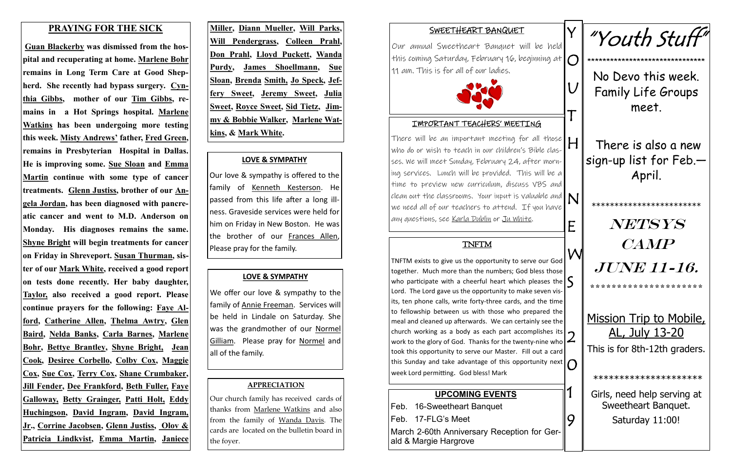## PRAYING FOR THE SICK

**Guan Blackerby was dismissed from the hospital and recuperating at home. Marlene Bohr remains in Long Term Care at Good Shepherd. She recently had bypass surgery. Cynthia Gibbs, mother of our Tim Gibbs, remains in a Hot Springs hospital. Marlene Watkins has been undergoing more testing this week. Misty Andrews' father, Fred Green, remains in Presbyterian Hospital in Dallas. He is improving some. Sue Sloan and Emma Martin continue with some type of cancer treatments. Glenn Justiss, brother of our Angela Jordan, has been diagnosed with pancreatic cancer and went to M.D. Anderson on Monday. His diagnoses remains the same. Shyne Bright will begin treatments for cancer on Friday in Shreveport. Susan Thurman, sister of our Mark White, received a good report on tests done recently. Her baby daughter, Taylor, also received a good report. Please continue prayers for the following: Faye Alford, Catherine Allen, Thelma Awtry, Glen Baird, Nelda Banks, Carla Barnes, Marlene Bohr, Bettye Brantley, Shyne Bright, Jean Cook, Desiree Corbello, Colby Cox, Maggie Cox, Sue Cox, Terry Cox, Shane Crumbaker, Jill Fender, Dee Frankford, Beth Fuller, Faye Galloway, Betty Grainger, Patti Holt, Eddy Huchingson, David Ingram, David Ingram, Jr., Corrine Jacobsen, Glenn Justiss, Olov & Patricia Lindkvist, Emma Martin, Janiece Miller, Diann Mueller, Will Parks, Will Pendergrass, Colleen Prahl, Don Prahl, Lloyd Puckett, Wanda Purdy, James Shoellmann, Sue Sloan, Brenda Smith, Jo Speck, Jeffery Sweet, Jeremy Sweet, Julia Sweet, Royce Sweet, Sid Tietz, Jimmy & Bobbie Walker, Marlene Watkins, & Mark White.**

## LOVE & SYMPATHY

Our love & sympathy is offered to the family of Kenneth Kesterson. He passed from this life after a long illness. Graveside services were held for him on Friday in New Boston. He was the brother of our Frances Allen, Please pray for the family.

## LOVE & SYMPATHY

We offer our love & sympathy to the family of Annie Freeman. Services will be held in Lindale on Saturday. She was the grandmother of our Normel Gilliam. Please pray for Normel and all of the family.

## APPRECIATION

Our church family has received cards of thanks from Marlene Watkins and also from the family of Wanda Davis. The cards are located on the bulletin board in the foyer.

## YOUTH NEWS 2019

## SWEETHEART BANQUET

Our annual Sweetheart Banquet will be held this coming Saturday, February 16, beginning at 11 am. This is for all of our ladies.

## IMPORTANT TEACHERS' MEETING

There will be an important meeting for all those who do or wish to teach in our children's Bible classes. We will meet Sunday, February 24, after morning services. Lunch will be provided. This will be a time to preview new curriculum, discuss VBS and clean out the classrooms. Your input is valuable and we need all of our teachers to attend. If you have any questions, see Karla Dublin or Ju White.

## TNFTM

TNFTM exists to give us the opportunity to serve our God together. Much more than the numbers; God bless those who participate with a cheerful heart which pleases the Lord. The Lord gave us the opportunity to make seven visits, ten phone calls, write forty-three cards, and the time to fellowship between us with those who prepared the meal and cleaned up afterwards. We can certainly see the church working as a body as each part accomplishes its work to the glory of God. Thanks for the twenty-nine who took this opportunity to serve our Master. Fill out a card this Sunday and take advantage of this opportunity next week Lord permitting. God bless! Mark

## UPCOMING EVENTS

Feb. 16-Sweetheart Banquet

Feb. 17-FLG's Meet

March 2-60th Anniversary Reception for Gerald & Margie Hargrove

## "Youth Stuff"

********************************

No Devo this week. Family Life Groups meet.

There is also a new sign-up list for Feb.—April.

************************

**NETSYS CAMP JUNE 11-16.**

*********************

Mission Trip to Mobile, AL, July 13-20

This is for 8th-12th graders.

*********************

Girls, need help serving at Sweetheart Banquet. Saturday 11:00!